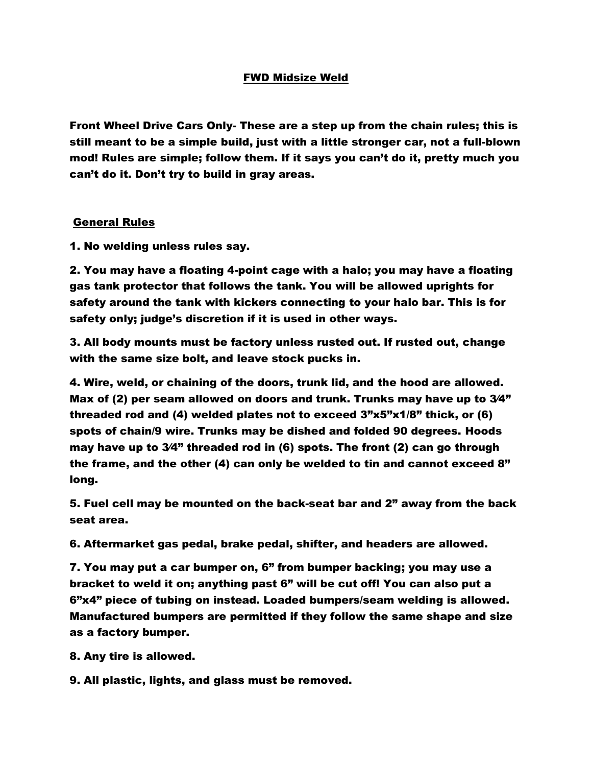# FWD Midsize Weld

**Front Wheel Drive Cars Only- These are a step up from the chain rules; this is still meant to be a simple build, just with a little stronger car, not a full-blown mod! Rules are simple; follow them. If it says you can't do it, pretty much you can't do it. Don't try to build in gray areas.**

## General Rules

**1. No welding unless rules say.**

**2. You may have a floating 4-point cage with a halo; you may have a floating gas tank protector that follows the tank. You will be allowed uprights for safety around the tank with kickers connecting to your halo bar. This is for safety only; judge's discretion if it is used in other ways.**

**3. All body mounts must be factory unless rusted out. If rusted out, change with the same size bolt, and leave stock pucks in.**

**4. Wire, weld, or chaining of the doors, trunk lid, and the hood are allowed. Max of (2) per seam allowed on doors and trunk. Trunks may have up to 3⁄4" threaded rod and (4) welded plates not to exceed 3"x5"x1/8" thick, or (6) spots of chain/9 wire. Trunks may be dished and folded 90 degrees. Hoods may have up to 3⁄4" threaded rod in (6) spots. The front (2) can go through the frame, and the other (4) can only be welded to tin and cannot exceed 8" long.**

**5. Fuel cell may be mounted on the back-seat bar and 2" away from the back seat area.**

**6. Aftermarket gas pedal, brake pedal, shifter, and headers are allowed.**

**7. You may put a car bumper on, 6" from bumper backing; you may use a bracket to weld it on; anything past 6" will be cut off! You can also put a 6"x4" piece of tubing on instead. Loaded bumpers/seam welding is allowed. Manufactured bumpers are permitted if they follow the same shape and size as a factory bumper.**

**8. Any tire is allowed.**

**9. All plastic, lights, and glass must be removed.**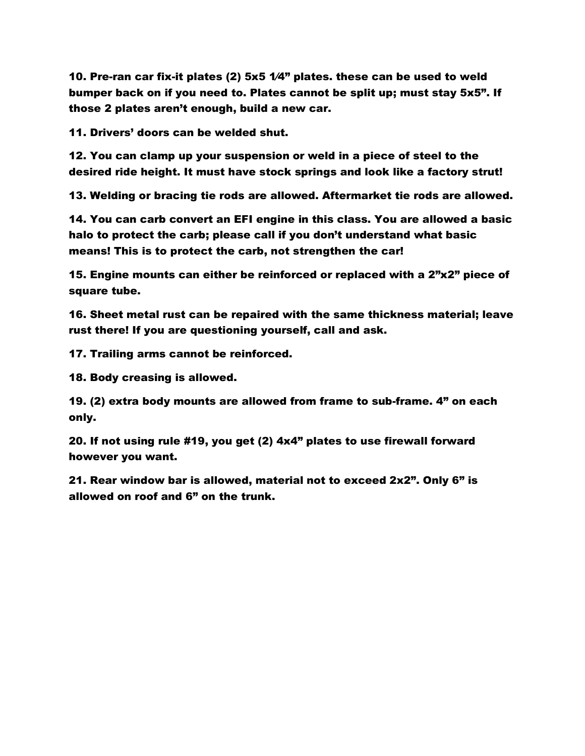**10. Pre-ran car fix-it plates (2) 5x5 1⁄4” plates. these can be used to weld bumper back on if you need to. Plates cannot be split up; must stay 5x5”. If those 2 plates aren’t enough, build a new car.**

**11. Drivers’ doors can be welded shut.**

**12. You can clamp up your suspension or weld in a piece of steel to the desired ride height. It must have stock springs and look like a factory strut!**

**13. Welding or bracing tie rods are allowed. Aftermarket tie rods are allowed.**

**14. You can carb convert an EFI engine in this class. You are allowed a basic halo to protect the carb; please call if you don’t understand what basic means! This is to protect the carb, not strengthen the car!**

**15. Engine mounts can either be reinforced or replaced with a 2”x2” piece of square tube.**

**16. Sheet metal rust can be repaired with the same thickness material; leave rust there! If you are questioning yourself, call and ask.**

**17. Trailing arms cannot be reinforced.**

**18. Body creasing is allowed.**

**19. (2) extra body mounts are allowed from frame to sub-frame. 4” on each only.**

**20. If not using rule #19, you get (2) 4x4” plates to use firewall forward however you want.**

**21. Rear window bar is allowed, material not to exceed 2x2”. Only 6” is allowed on roof and 6” on the trunk.**